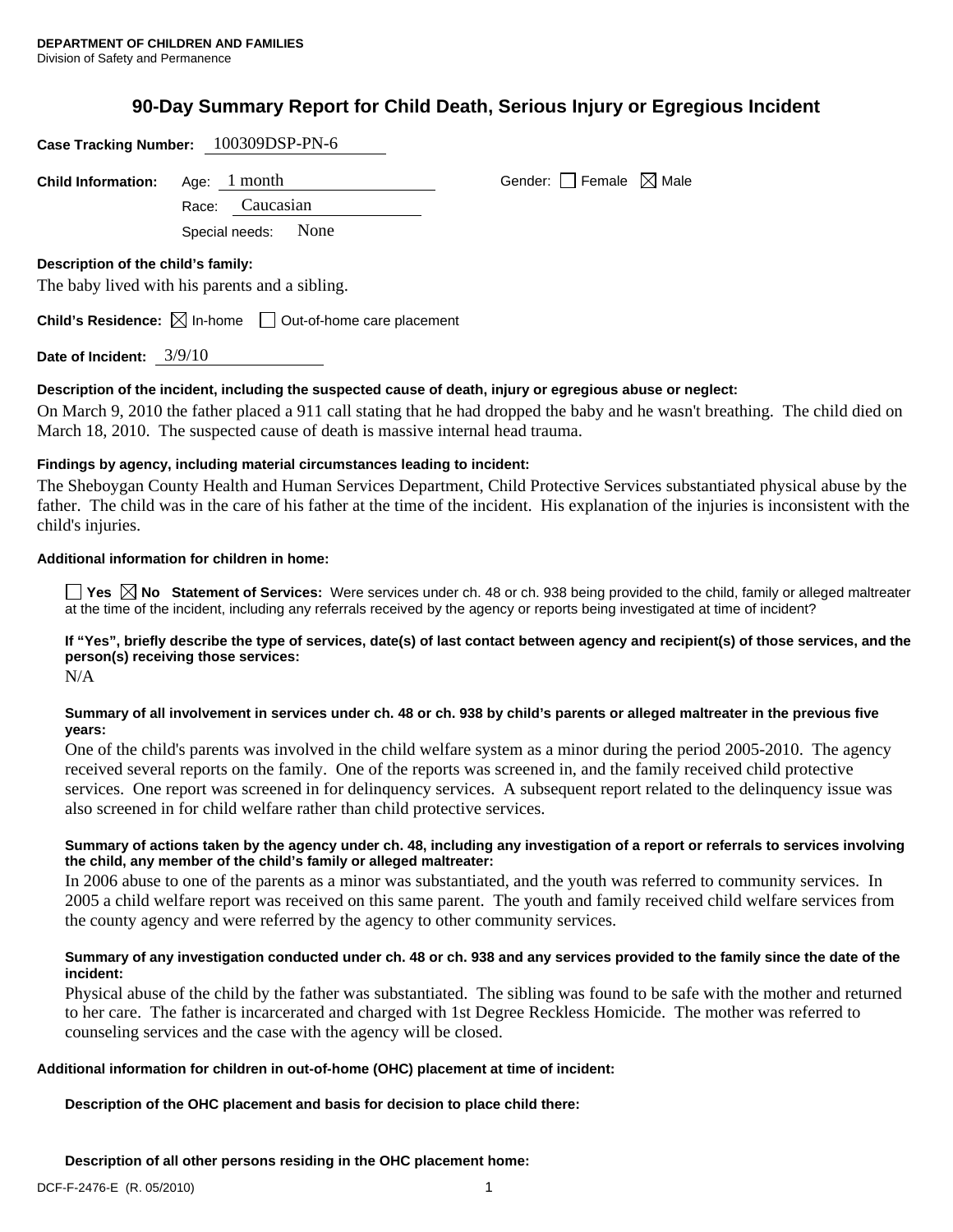**DEPARTMENT OF CHILDREN AND FAMILIES**
Division of Safety and Permanence

# 90-Day Summary Report for Child Death, Serious Injury or Egregious Incident

**Case Tracking Number:** 100309DSP-PN-6

**Child Information:** Age: 1 month Gender: ☐ Female ☒ Male

Race: Caucasian

Special needs: None

**Description of the child's family:**

The baby lived with his parents and a sibling.

**Child's Residence:** ☒ In-home ☐ Out-of-home care placement

**Date of Incident:** 3/9/10

**Description of the incident, including the suspected cause of death, injury or egregious abuse or neglect:**

On March 9, 2010 the father placed a 911 call stating that he had dropped the baby and he wasn't breathing. The child died on March 18, 2010. The suspected cause of death is massive internal head trauma.

**Findings by agency, including material circumstances leading to incident:**

The Sheboygan County Health and Human Services Department, Child Protective Services substantiated physical abuse by the father. The child was in the care of his father at the time of the incident. His explanation of the injuries is inconsistent with the child's injuries.

**Additional information for children in home:**

☐ **Yes** ☒ **No** **Statement of Services:** Were services under ch. 48 or ch. 938 being provided to the child, family or alleged maltreater at the time of the incident, including any referrals received by the agency or reports being investigated at time of incident?

**If "Yes", briefly describe the type of services, date(s) of last contact between agency and recipient(s) of those services, and the person(s) receiving those services:**

N/A

**Summary of all involvement in services under ch. 48 or ch. 938 by child's parents or alleged maltreater in the previous five years:**

One of the child's parents was involved in the child welfare system as a minor during the period 2005-2010. The agency received several reports on the family. One of the reports was screened in, and the family received child protective services. One report was screened in for delinquency services. A subsequent report related to the delinquency issue was also screened in for child welfare rather than child protective services.

**Summary of actions taken by the agency under ch. 48, including any investigation of a report or referrals to services involving the child, any member of the child's family or alleged maltreater:**

In 2006 abuse to one of the parents as a minor was substantiated, and the youth was referred to community services. In 2005 a child welfare report was received on this same parent. The youth and family received child welfare services from the county agency and were referred by the agency to other community services.

**Summary of any investigation conducted under ch. 48 or ch. 938 and any services provided to the family since the date of the incident:**

Physical abuse of the child by the father was substantiated. The sibling was found to be safe with the mother and returned to her care. The father is incarcerated and charged with 1st Degree Reckless Homicide. The mother was referred to counseling services and the case with the agency will be closed.

**Additional information for children in out-of-home (OHC) placement at time of incident:**

**Description of the OHC placement and basis for decision to place child there:**

**Description of all other persons residing in the OHC placement home:**

DCF-F-2476-E (R. 05/2010)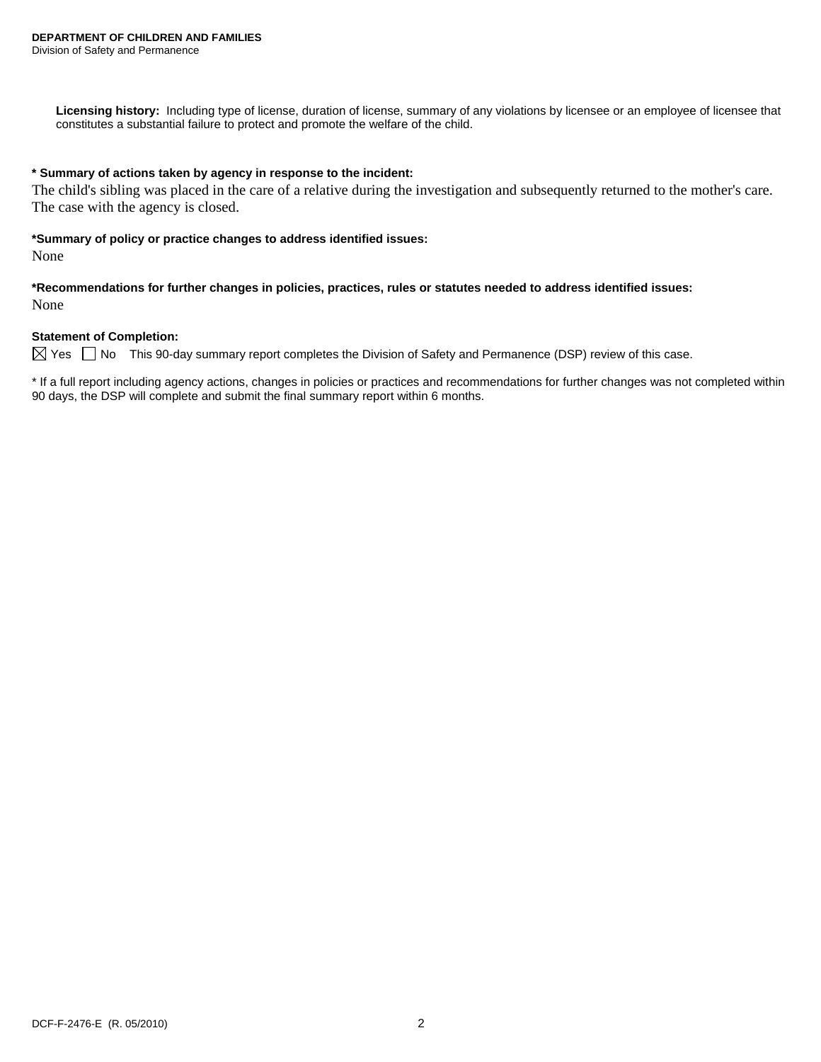**Licensing history:** Including type of license, duration of license, summary of any violations by licensee or an employee of licensee that constitutes a substantial failure to protect and promote the welfare of the child.

**\* Summary of actions taken by agency in response to the incident:**

The child's sibling was placed in the care of a relative during the investigation and subsequently returned to the mother's care. The case with the agency is closed.

**\*Summary of policy or practice changes to address identified issues:**

None

**\*Recommendations for further changes in policies, practices, rules or statutes needed to address identified issues:**

None

**Statement of Completion:**

☒ Yes ☐ No This 90-day summary report completes the Division of Safety and Permanence (DSP) review of this case.

\* If a full report including agency actions, changes in policies or practices and recommendations for further changes was not completed within 90 days, the DSP will complete and submit the final summary report within 6 months.